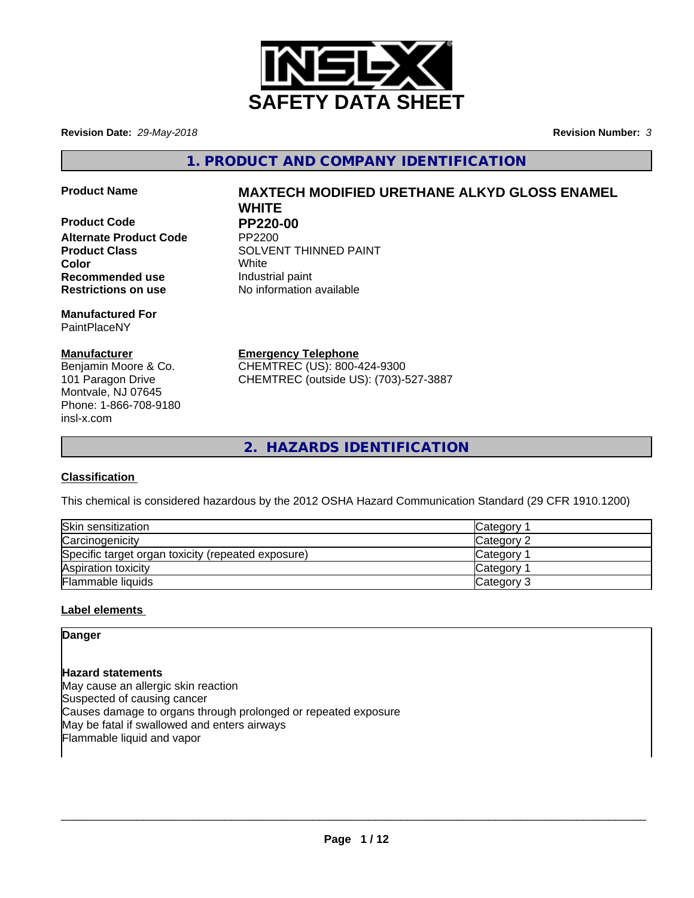# SAFETY DATA SHEET

**Revision Date:** *29-May-2018* **Revision Number:** *3*

## 1. PRODUCT AND COMPANY IDENTIFICATION

| | |
|---|---|
| **Product Name** | **MAXTECH MODIFIED URETHANE ALKYD GLOSS ENAMEL WHITE** |
| **Product Code** | **PP220-00** |
| **Alternate Product Code** | PP2200 |
| **Product Class** | SOLVENT THINNED PAINT |
| **Color** | White |
| **Recommended use** | Industrial paint |
| **Restrictions on use** | No information available |

**Manufactured For**
PaintPlaceNY

**Manufacturer**
Benjamin Moore & Co.
101 Paragon Drive
Montvale, NJ 07645
Phone: 1-866-708-9180
insl-x.com

**Emergency Telephone**
CHEMTREC (US): 800-424-9300
CHEMTREC (outside US): (703)-527-3887

## 2. HAZARDS IDENTIFICATION

**Classification**

This chemical is considered hazardous by the 2012 OSHA Hazard Communication Standard (29 CFR 1910.1200)

| | |
|---|---|
| Skin sensitization | Category 1 |
| Carcinogenicity | Category 2 |
| Specific target organ toxicity (repeated exposure) | Category 1 |
| Aspiration toxicity | Category 1 |
| Flammable liquids | Category 3 |

**Label elements**

**Danger**

**Hazard statements**
May cause an allergic skin reaction
Suspected of causing cancer
Causes damage to organs through prolonged or repeated exposure
May be fatal if swallowed and enters airways
Flammable liquid and vapor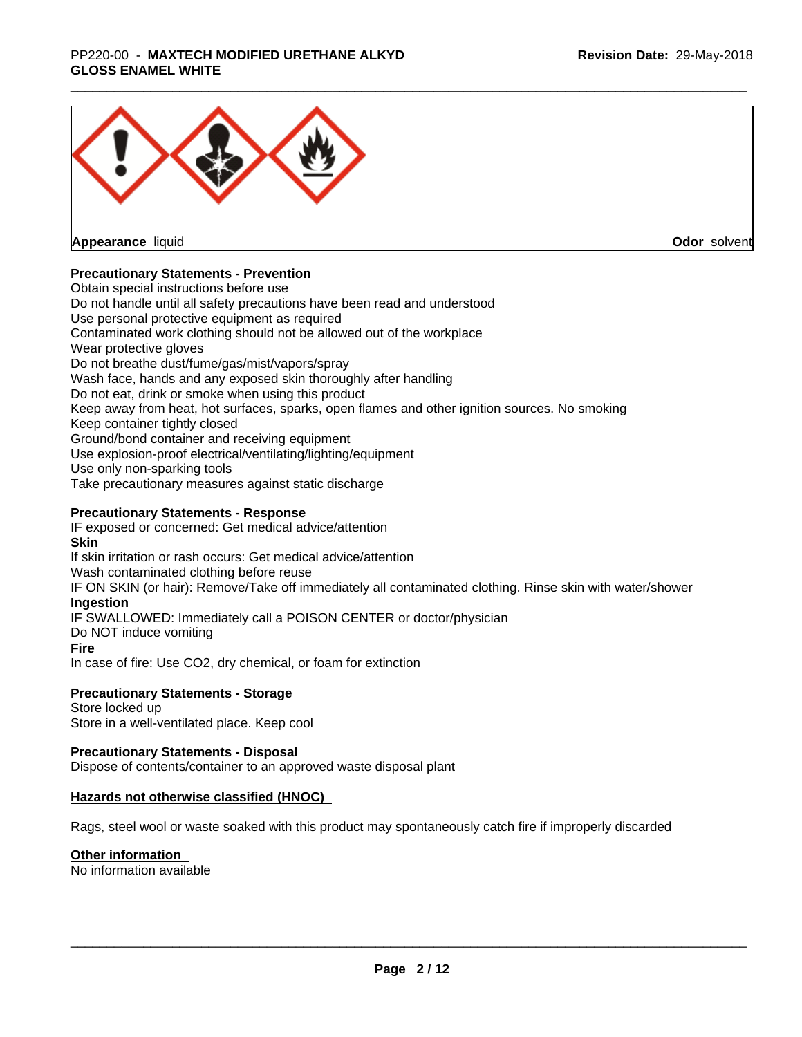**Appearance** liquid **Odor** solvent

**Precautionary Statements - Prevention**

Obtain special instructions before use
Do not handle until all safety precautions have been read and understood
Use personal protective equipment as required
Contaminated work clothing should not be allowed out of the workplace
Wear protective gloves
Do not breathe dust/fume/gas/mist/vapors/spray
Wash face, hands and any exposed skin thoroughly after handling
Do not eat, drink or smoke when using this product
Keep away from heat, hot surfaces, sparks, open flames and other ignition sources. No smoking
Keep container tightly closed
Ground/bond container and receiving equipment
Use explosion-proof electrical/ventilating/lighting/equipment
Use only non-sparking tools
Take precautionary measures against static discharge

**Precautionary Statements - Response**

IF exposed or concerned: Get medical advice/attention

**Skin**

If skin irritation or rash occurs: Get medical advice/attention
Wash contaminated clothing before reuse
IF ON SKIN (or hair): Remove/Take off immediately all contaminated clothing. Rinse skin with water/shower

**Ingestion**

IF SWALLOWED: Immediately call a POISON CENTER or doctor/physician
Do NOT induce vomiting

**Fire**

In case of fire: Use CO2, dry chemical, or foam for extinction

**Precautionary Statements - Storage**

Store locked up
Store in a well-ventilated place. Keep cool

**Precautionary Statements - Disposal**

Dispose of contents/container to an approved waste disposal plant

**Hazards not otherwise classified (HNOC)**

Rags, steel wool or waste soaked with this product may spontaneously catch fire if improperly discarded

**Other information**

No information available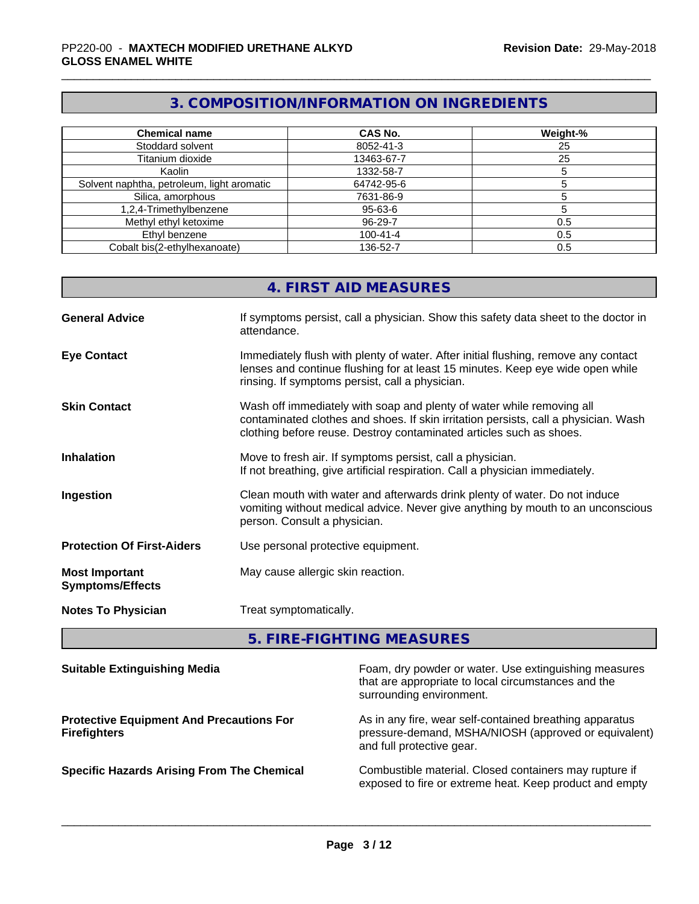## 3. COMPOSITION/INFORMATION ON INGREDIENTS

| Chemical name | CAS No. | Weight-% |
|---|---|---|
| Stoddard solvent | 8052-41-3 | 25 |
| Titanium dioxide | 13463-67-7 | 25 |
| Kaolin | 1332-58-7 | 5 |
| Solvent naphtha, petroleum, light aromatic | 64742-95-6 | 5 |
| Silica, amorphous | 7631-86-9 | 5 |
| 1,2,4-Trimethylbenzene | 95-63-6 | 5 |
| Methyl ethyl ketoxime | 96-29-7 | 0.5 |
| Ethyl benzene | 100-41-4 | 0.5 |
| Cobalt bis(2-ethylhexanoate) | 136-52-7 | 0.5 |

## 4. FIRST AID MEASURES

**General Advice**
If symptoms persist, call a physician. Show this safety data sheet to the doctor in attendance.

**Eye Contact**
Immediately flush with plenty of water. After initial flushing, remove any contact lenses and continue flushing for at least 15 minutes. Keep eye wide open while rinsing. If symptoms persist, call a physician.

**Skin Contact**
Wash off immediately with soap and plenty of water while removing all contaminated clothes and shoes. If skin irritation persists, call a physician. Wash clothing before reuse. Destroy contaminated articles such as shoes.

**Inhalation**
Move to fresh air. If symptoms persist, call a physician.
If not breathing, give artificial respiration. Call a physician immediately.

**Ingestion**
Clean mouth with water and afterwards drink plenty of water. Do not induce vomiting without medical advice. Never give anything by mouth to an unconscious person. Consult a physician.

**Protection Of First-Aiders**
Use personal protective equipment.

**Most Important Symptoms/Effects**
May cause allergic skin reaction.

**Notes To Physician**
Treat symptomatically.

## 5. FIRE-FIGHTING MEASURES

**Suitable Extinguishing Media**
Foam, dry powder or water. Use extinguishing measures that are appropriate to local circumstances and the surrounding environment.

**Protective Equipment And Precautions For Firefighters**
As in any fire, wear self-contained breathing apparatus pressure-demand, MSHA/NIOSH (approved or equivalent) and full protective gear.

**Specific Hazards Arising From The Chemical**
Combustible material. Closed containers may rupture if exposed to fire or extreme heat. Keep product and empty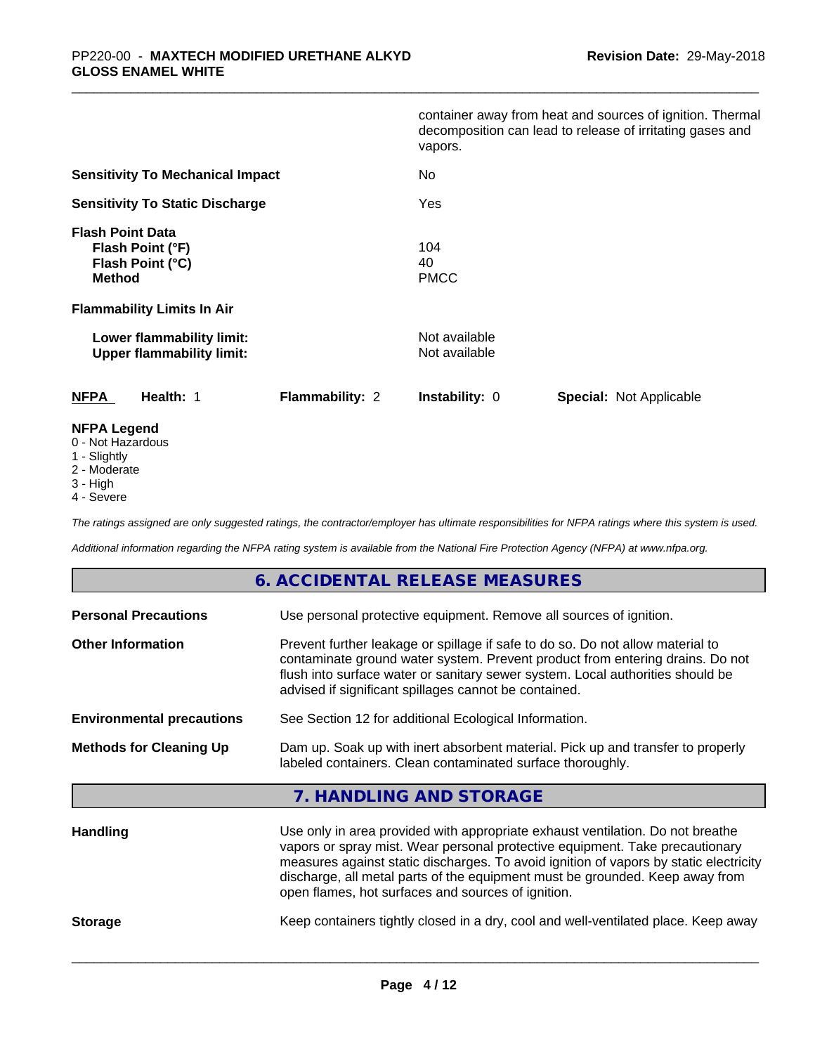container away from heat and sources of ignition. Thermal decomposition can lead to release of irritating gases and vapors.

**Sensitivity To Mechanical Impact** No

**Sensitivity To Static Discharge** Yes

**Flash Point Data**

| | |
|---|---|
| **Flash Point (°F)** | 104 |
| **Flash Point (°C)** | 40 |
| **Method** | PMCC |

**Flammability Limits In Air**

| | |
|---|---|
| **Lower flammability limit:** | Not available |
| **Upper flammability limit:** | Not available |

| **NFPA** | **Health:** 1 | **Flammability:** 2 | **Instability:** 0 | **Special:** Not Applicable |
|---|---|---|---|---|

**NFPA Legend**

- 0 - Not Hazardous
- 1 - Slightly
- 2 - Moderate
- 3 - High
- 4 - Severe

*The ratings assigned are only suggested ratings, the contractor/employer has ultimate responsibilities for NFPA ratings where this system is used.*

*Additional information regarding the NFPA rating system is available from the National Fire Protection Agency (NFPA) at www.nfpa.org.*

## 6. ACCIDENTAL RELEASE MEASURES

**Personal Precautions** Use personal protective equipment. Remove all sources of ignition.

**Other Information** Prevent further leakage or spillage if safe to do so. Do not allow material to contaminate ground water system. Prevent product from entering drains. Do not flush into surface water or sanitary sewer system. Local authorities should be advised if significant spillages cannot be contained.

**Environmental precautions** See Section 12 for additional Ecological Information.

**Methods for Cleaning Up** Dam up. Soak up with inert absorbent material. Pick up and transfer to properly labeled containers. Clean contaminated surface thoroughly.

## 7. HANDLING AND STORAGE

**Handling** Use only in area provided with appropriate exhaust ventilation. Do not breathe vapors or spray mist. Wear personal protective equipment. Take precautionary measures against static discharges. To avoid ignition of vapors by static electricity discharge, all metal parts of the equipment must be grounded. Keep away from open flames, hot surfaces and sources of ignition.

**Storage** Keep containers tightly closed in a dry, cool and well-ventilated place. Keep away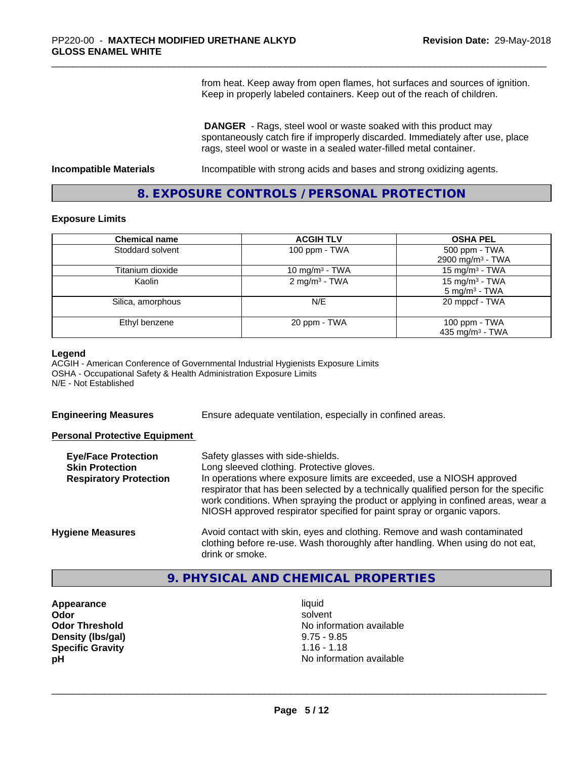from heat. Keep away from open flames, hot surfaces and sources of ignition. Keep in properly labeled containers. Keep out of the reach of children.

**DANGER** - Rags, steel wool or waste soaked with this product may spontaneously catch fire if improperly discarded. Immediately after use, place rags, steel wool or waste in a sealed water-filled metal container.

**Incompatible Materials** Incompatible with strong acids and bases and strong oxidizing agents.

## 8. EXPOSURE CONTROLS / PERSONAL PROTECTION

### Exposure Limits

| Chemical name | ACGIH TLV | OSHA PEL |
|---|---|---|
| Stoddard solvent | 100 ppm - TWA | 500 ppm - TWA<br>2900 mg/m³ - TWA |
| Titanium dioxide | 10 mg/m³ - TWA | 15 mg/m³ - TWA |
| Kaolin | 2 mg/m³ - TWA | 15 mg/m³ - TWA<br>5 mg/m³ - TWA |
| Silica, amorphous | N/E | 20 mppcf - TWA |
| Ethyl benzene | 20 ppm - TWA | 100 ppm - TWA<br>435 mg/m³ - TWA |

**Legend**
ACGIH - American Conference of Governmental Industrial Hygienists Exposure Limits
OSHA - Occupational Safety & Health Administration Exposure Limits
N/E - Not Established

**Engineering Measures** Ensure adequate ventilation, especially in confined areas.

**Personal Protective Equipment**

**Eye/Face Protection** Safety glasses with side-shields.

**Skin Protection** Long sleeved clothing. Protective gloves.

**Respiratory Protection** In operations where exposure limits are exceeded, use a NIOSH approved respirator that has been selected by a technically qualified person for the specific work conditions. When spraying the product or applying in confined areas, wear a NIOSH approved respirator specified for paint spray or organic vapors.

**Hygiene Measures** Avoid contact with skin, eyes and clothing. Remove and wash contaminated clothing before re-use. Wash thoroughly after handling. When using do not eat, drink or smoke.

## 9. PHYSICAL AND CHEMICAL PROPERTIES

| | |
|---|---|
| **Appearance** | liquid |
| **Odor** | solvent |
| **Odor Threshold** | No information available |
| **Density (lbs/gal)** | 9.75 - 9.85 |
| **Specific Gravity** | 1.16 - 1.18 |
| **pH** | No information available |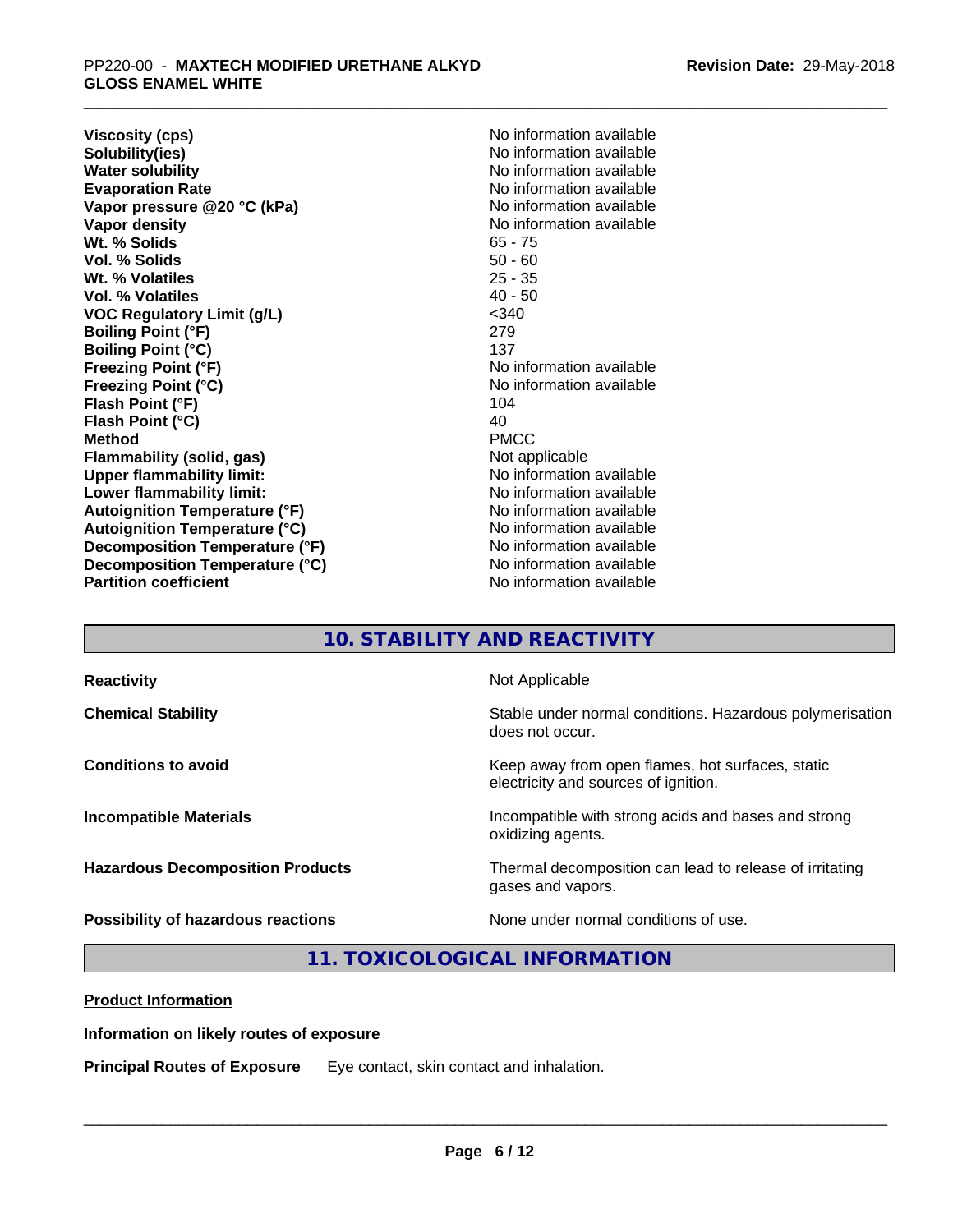| | |
|---|---|
| **Viscosity (cps)** | No information available |
| **Solubility(ies)** | No information available |
| **Water solubility** | No information available |
| **Evaporation Rate** | No information available |
| **Vapor pressure @20 °C (kPa)** | No information available |
| **Vapor density** | No information available |
| **Wt. % Solids** | 65 - 75 |
| **Vol. % Solids** | 50 - 60 |
| **Wt. % Volatiles** | 25 - 35 |
| **Vol. % Volatiles** | 40 - 50 |
| **VOC Regulatory Limit (g/L)** | <340 |
| **Boiling Point (°F)** | 279 |
| **Boiling Point (°C)** | 137 |
| **Freezing Point (°F)** | No information available |
| **Freezing Point (°C)** | No information available |
| **Flash Point (°F)** | 104 |
| **Flash Point (°C)** | 40 |
| **Method** | PMCC |
| **Flammability (solid, gas)** | Not applicable |
| **Upper flammability limit:** | No information available |
| **Lower flammability limit:** | No information available |
| **Autoignition Temperature (°F)** | No information available |
| **Autoignition Temperature (°C)** | No information available |
| **Decomposition Temperature (°F)** | No information available |
| **Decomposition Temperature (°C)** | No information available |
| **Partition coefficient** | No information available |

## 10. STABILITY AND REACTIVITY

| | |
|---|---|
| **Reactivity** | Not Applicable |
| **Chemical Stability** | Stable under normal conditions. Hazardous polymerisation does not occur. |
| **Conditions to avoid** | Keep away from open flames, hot surfaces, static electricity and sources of ignition. |
| **Incompatible Materials** | Incompatible with strong acids and bases and strong oxidizing agents. |
| **Hazardous Decomposition Products** | Thermal decomposition can lead to release of irritating gases and vapors. |
| **Possibility of hazardous reactions** | None under normal conditions of use. |

## 11. TOXICOLOGICAL INFORMATION

**Product Information**

**Information on likely routes of exposure**

**Principal Routes of Exposure** Eye contact, skin contact and inhalation.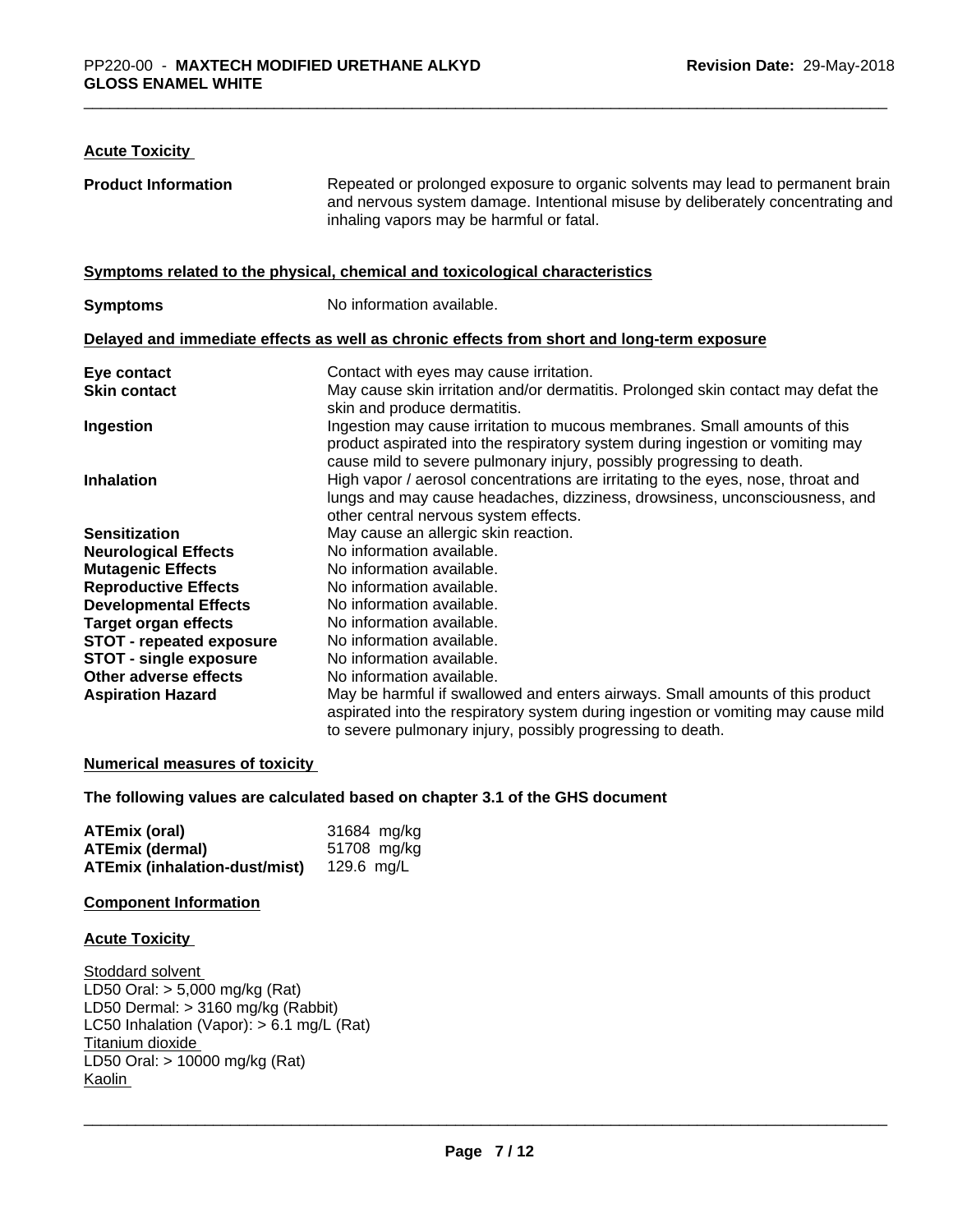### Acute Toxicity

| | |
|---|---|
| **Product Information** | Repeated or prolonged exposure to organic solvents may lead to permanent brain and nervous system damage. Intentional misuse by deliberately concentrating and inhaling vapors may be harmful or fatal. |

### Symptoms related to the physical, chemical and toxicological characteristics

| | |
|---|---|
| **Symptoms** | No information available. |

### Delayed and immediate effects as well as chronic effects from short and long-term exposure

| | |
|---|---|
| **Eye contact** | Contact with eyes may cause irritation. |
| **Skin contact** | May cause skin irritation and/or dermatitis. Prolonged skin contact may defat the skin and produce dermatitis. |
| **Ingestion** | Ingestion may cause irritation to mucous membranes. Small amounts of this product aspirated into the respiratory system during ingestion or vomiting may cause mild to severe pulmonary injury, possibly progressing to death. |
| **Inhalation** | High vapor / aerosol concentrations are irritating to the eyes, nose, throat and lungs and may cause headaches, dizziness, drowsiness, unconsciousness, and other central nervous system effects. |
| **Sensitization** | May cause an allergic skin reaction. |
| **Neurological Effects** | No information available. |
| **Mutagenic Effects** | No information available. |
| **Reproductive Effects** | No information available. |
| **Developmental Effects** | No information available. |
| **Target organ effects** | No information available. |
| **STOT - repeated exposure** | No information available. |
| **STOT - single exposure** | No information available. |
| **Other adverse effects** | No information available. |
| **Aspiration Hazard** | May be harmful if swallowed and enters airways. Small amounts of this product aspirated into the respiratory system during ingestion or vomiting may cause mild to severe pulmonary injury, possibly progressing to death. |

### Numerical measures of toxicity

**The following values are calculated based on chapter 3.1 of the GHS document**

| | |
|---|---|
| **ATEmix (oral)** | 31684 mg/kg |
| **ATEmix (dermal)** | 51708 mg/kg |
| **ATEmix (inhalation-dust/mist)** | 129.6 mg/L |

### Component Information

### Acute Toxicity

Stoddard solvent
LD50 Oral: > 5,000 mg/kg (Rat)
LD50 Dermal: > 3160 mg/kg (Rabbit)
LC50 Inhalation (Vapor): > 6.1 mg/L (Rat)

Titanium dioxide
LD50 Oral: > 10000 mg/kg (Rat)

Kaolin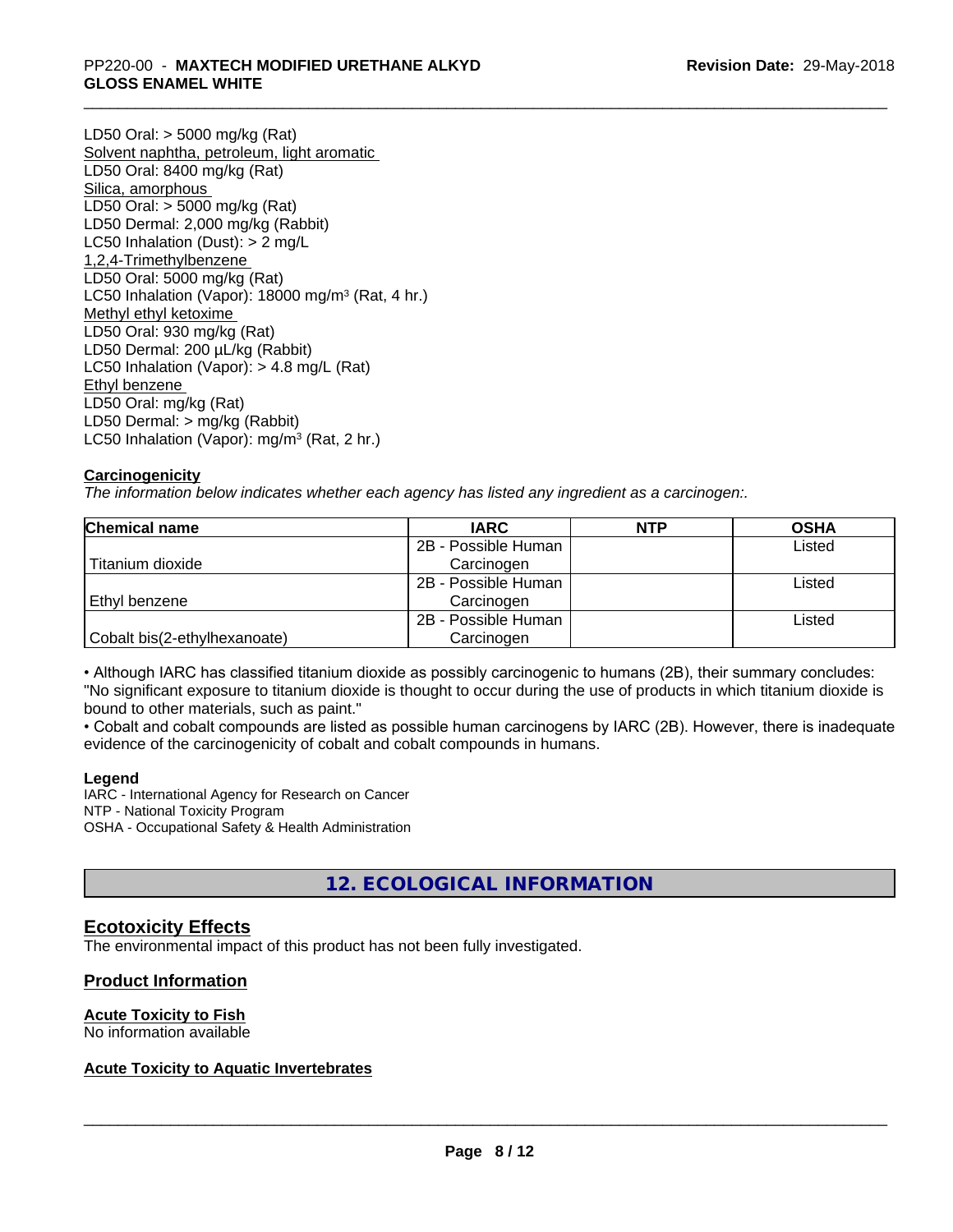LD50 Oral: > 5000 mg/kg (Rat)

Solvent naphtha, petroleum, light aromatic

LD50 Oral: 8400 mg/kg (Rat)

Silica, amorphous

LD50 Oral: > 5000 mg/kg (Rat)

LD50 Dermal: 2,000 mg/kg (Rabbit)

LC50 Inhalation (Dust): > 2 mg/L

1,2,4-Trimethylbenzene

LD50 Oral: 5000 mg/kg (Rat)

LC50 Inhalation (Vapor): 18000 mg/m$^3$ (Rat, 4 hr.)

Methyl ethyl ketoxime

LD50 Oral: 930 mg/kg (Rat)

LD50 Dermal: 200 µL/kg (Rabbit)

LC50 Inhalation (Vapor): > 4.8 mg/L (Rat)

Ethyl benzene

LD50 Oral: mg/kg (Rat)

LD50 Dermal: > mg/kg (Rabbit)

LC50 Inhalation (Vapor): mg/m$^3$ (Rat, 2 hr.)

**Carcinogenicity**

*The information below indicates whether each agency has listed any ingredient as a carcinogen:.*

| Chemical name | IARC | NTP | OSHA |
|---|---|---|---|
| Titanium dioxide | 2B - Possible Human Carcinogen | | Listed |
| Ethyl benzene | 2B - Possible Human Carcinogen | | Listed |
| Cobalt bis(2-ethylhexanoate) | 2B - Possible Human Carcinogen | | Listed |

• Although IARC has classified titanium dioxide as possibly carcinogenic to humans (2B), their summary concludes: "No significant exposure to titanium dioxide is thought to occur during the use of products in which titanium dioxide is bound to other materials, such as paint."

• Cobalt and cobalt compounds are listed as possible human carcinogens by IARC (2B). However, there is inadequate evidence of the carcinogenicity of cobalt and cobalt compounds in humans.

**Legend**

IARC - International Agency for Research on Cancer
NTP - National Toxicity Program
OSHA - Occupational Safety & Health Administration

## 12. ECOLOGICAL INFORMATION

### Ecotoxicity Effects

The environmental impact of this product has not been fully investigated.

### Product Information

**Acute Toxicity to Fish**

No information available

**Acute Toxicity to Aquatic Invertebrates**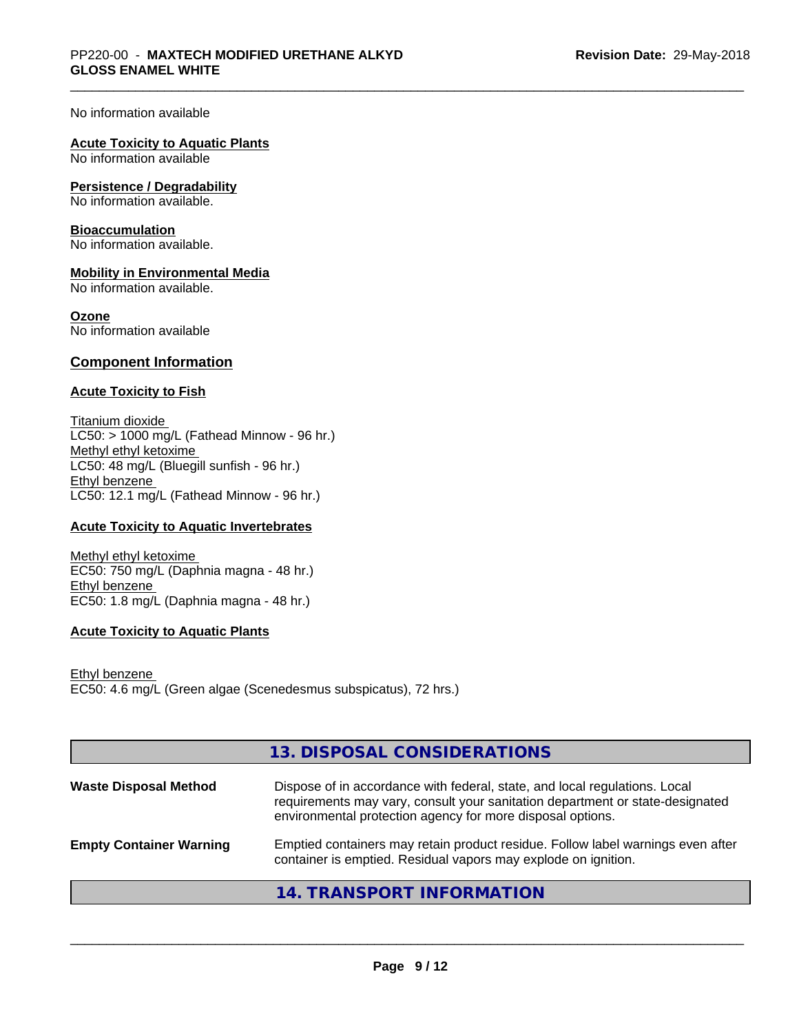No information available

**Acute Toxicity to Aquatic Plants**
No information available

**Persistence / Degradability**
No information available.

**Bioaccumulation**
No information available.

**Mobility in Environmental Media**
No information available.

**Ozone**
No information available

## Component Information

### Acute Toxicity to Fish

Titanium dioxide
LC50: > 1000 mg/L (Fathead Minnow - 96 hr.)
Methyl ethyl ketoxime
LC50: 48 mg/L (Bluegill sunfish - 96 hr.)
Ethyl benzene
LC50: 12.1 mg/L (Fathead Minnow - 96 hr.)

### Acute Toxicity to Aquatic Invertebrates

Methyl ethyl ketoxime
EC50: 750 mg/L (Daphnia magna - 48 hr.)
Ethyl benzene
EC50: 1.8 mg/L (Daphnia magna - 48 hr.)

### Acute Toxicity to Aquatic Plants

Ethyl benzene
EC50: 4.6 mg/L (Green algae (Scenedesmus subspicatus), 72 hrs.)

## 13. DISPOSAL CONSIDERATIONS

| | |
|---|---|
| **Waste Disposal Method** | Dispose of in accordance with federal, state, and local regulations. Local requirements may vary, consult your sanitation department or state-designated environmental protection agency for more disposal options. |
| **Empty Container Warning** | Emptied containers may retain product residue. Follow label warnings even after container is emptied. Residual vapors may explode on ignition. |

## 14. TRANSPORT INFORMATION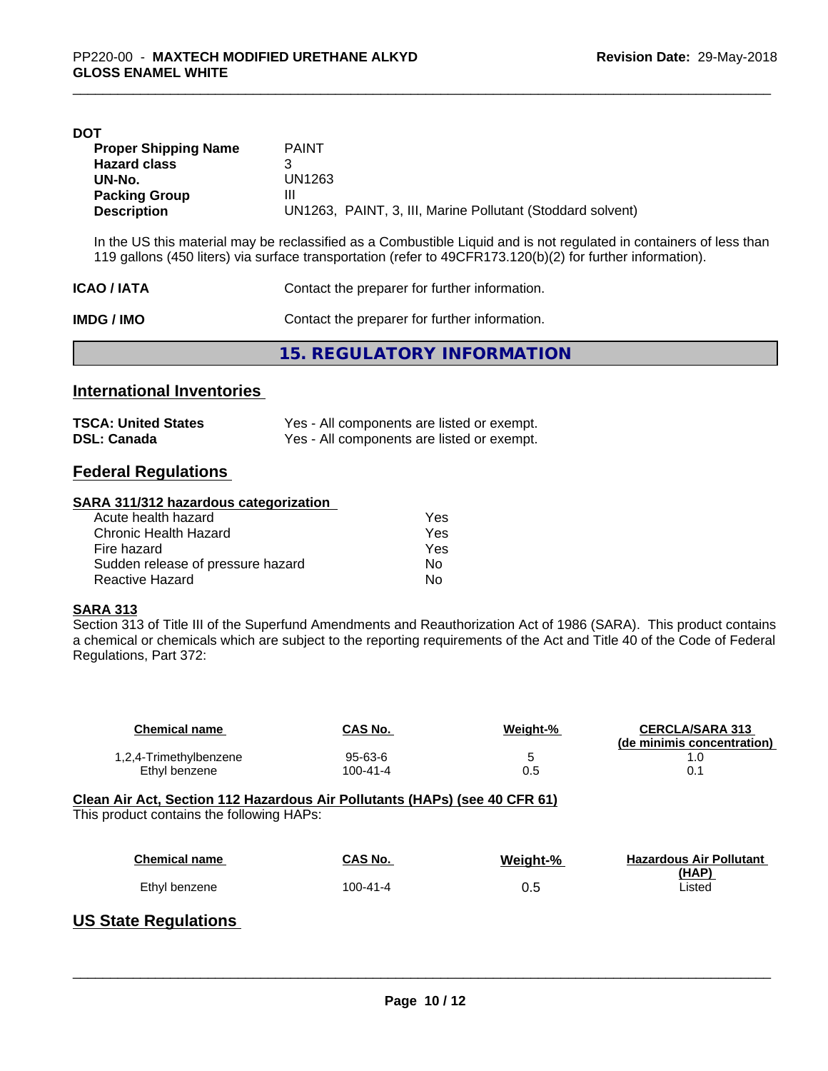**DOT**

| | |
|---|---|
| **Proper Shipping Name** | PAINT |
| **Hazard class** | 3 |
| **UN-No.** | UN1263 |
| **Packing Group** | III |
| **Description** | UN1263, PAINT, 3, III, Marine Pollutant (Stoddard solvent) |

In the US this material may be reclassified as a Combustible Liquid and is not regulated in containers of less than 119 gallons (450 liters) via surface transportation (refer to 49CFR173.120(b)(2) for further information).

**ICAO / IATA** Contact the preparer for further information.

**IMDG / IMO** Contact the preparer for further information.

# 15. REGULATORY INFORMATION

## International Inventories

| | |
|---|---|
| **TSCA: United States** | Yes - All components are listed or exempt. |
| **DSL: Canada** | Yes - All components are listed or exempt. |

## Federal Regulations

**SARA 311/312 hazardous categorization**

| | |
|---|---|
| Acute health hazard | Yes |
| Chronic Health Hazard | Yes |
| Fire hazard | Yes |
| Sudden release of pressure hazard | No |
| Reactive Hazard | No |

**SARA 313**

Section 313 of Title III of the Superfund Amendments and Reauthorization Act of 1986 (SARA). This product contains a chemical or chemicals which are subject to the reporting requirements of the Act and Title 40 of the Code of Federal Regulations, Part 372:

| Chemical name | CAS No. | Weight-% | CERCLA/SARA 313 (de minimis concentration) |
|---|---|---|---|
| 1,2,4-Trimethylbenzene | 95-63-6 | 5 | 1.0 |
| Ethyl benzene | 100-41-4 | 0.5 | 0.1 |

**Clean Air Act, Section 112 Hazardous Air Pollutants (HAPs) (see 40 CFR 61)**

This product contains the following HAPs:

| Chemical name | CAS No. | Weight-% | Hazardous Air Pollutant (HAP) |
|---|---|---|---|
| Ethyl benzene | 100-41-4 | 0.5 | Listed |

## US State Regulations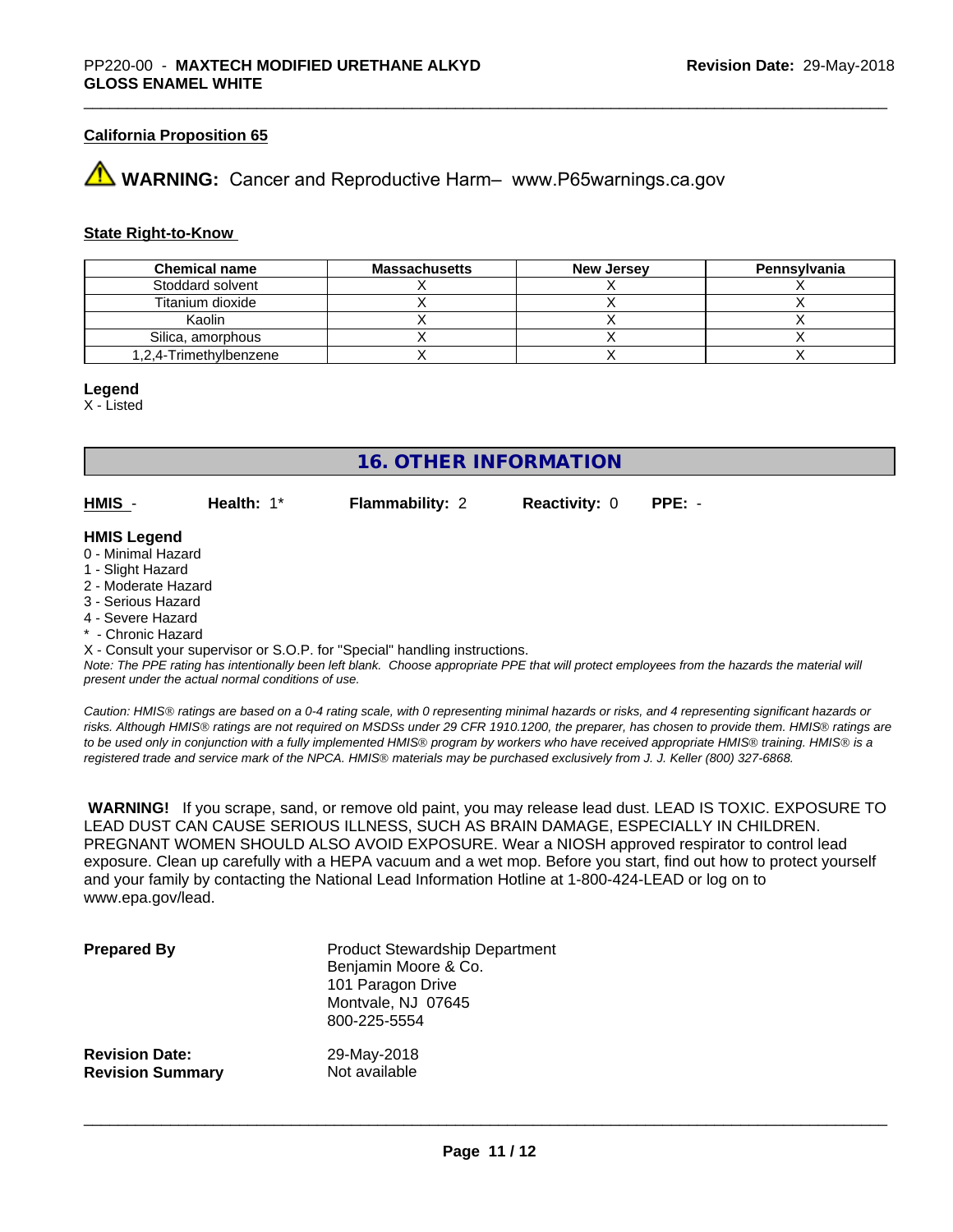**California Proposition 65**

⚠ **WARNING:** Cancer and Reproductive Harm– www.P65warnings.ca.gov

**State Right-to-Know**

| Chemical name | Massachusetts | New Jersey | Pennsylvania |
|---|---|---|---|
| Stoddard solvent | X | X | X |
| Titanium dioxide | X | X | X |
| Kaolin | X | X | X |
| Silica, amorphous | X | X | X |
| 1,2,4-Trimethylbenzene | X | X | X |

**Legend**

X - Listed

## 16. OTHER INFORMATION

**HMIS** - **Health:** 1* **Flammability:** 2 **Reactivity:** 0 **PPE:** -

**HMIS Legend**

0 - Minimal Hazard
1 - Slight Hazard
2 - Moderate Hazard
3 - Serious Hazard
4 - Severe Hazard
* - Chronic Hazard
X - Consult your supervisor or S.O.P. for "Special" handling instructions.

*Note: The PPE rating has intentionally been left blank. Choose appropriate PPE that will protect employees from the hazards the material will present under the actual normal conditions of use.*

*Caution: HMIS® ratings are based on a 0-4 rating scale, with 0 representing minimal hazards or risks, and 4 representing significant hazards or risks. Although HMIS® ratings are not required on MSDSs under 29 CFR 1910.1200, the preparer, has chosen to provide them. HMIS® ratings are to be used only in conjunction with a fully implemented HMIS® program by workers who have received appropriate HMIS® training. HMIS® is a registered trade and service mark of the NPCA. HMIS® materials may be purchased exclusively from J. J. Keller (800) 327-6868.*

**WARNING!** If you scrape, sand, or remove old paint, you may release lead dust. LEAD IS TOXIC. EXPOSURE TO LEAD DUST CAN CAUSE SERIOUS ILLNESS, SUCH AS BRAIN DAMAGE, ESPECIALLY IN CHILDREN. PREGNANT WOMEN SHOULD ALSO AVOID EXPOSURE. Wear a NIOSH approved respirator to control lead exposure. Clean up carefully with a HEPA vacuum and a wet mop. Before you start, find out how to protect yourself and your family by contacting the National Lead Information Hotline at 1-800-424-LEAD or log on to www.epa.gov/lead.

**Prepared By**

Product Stewardship Department
Benjamin Moore & Co.
101 Paragon Drive
Montvale, NJ 07645
800-225-5554

**Revision Date:** 29-May-2018
**Revision Summary** Not available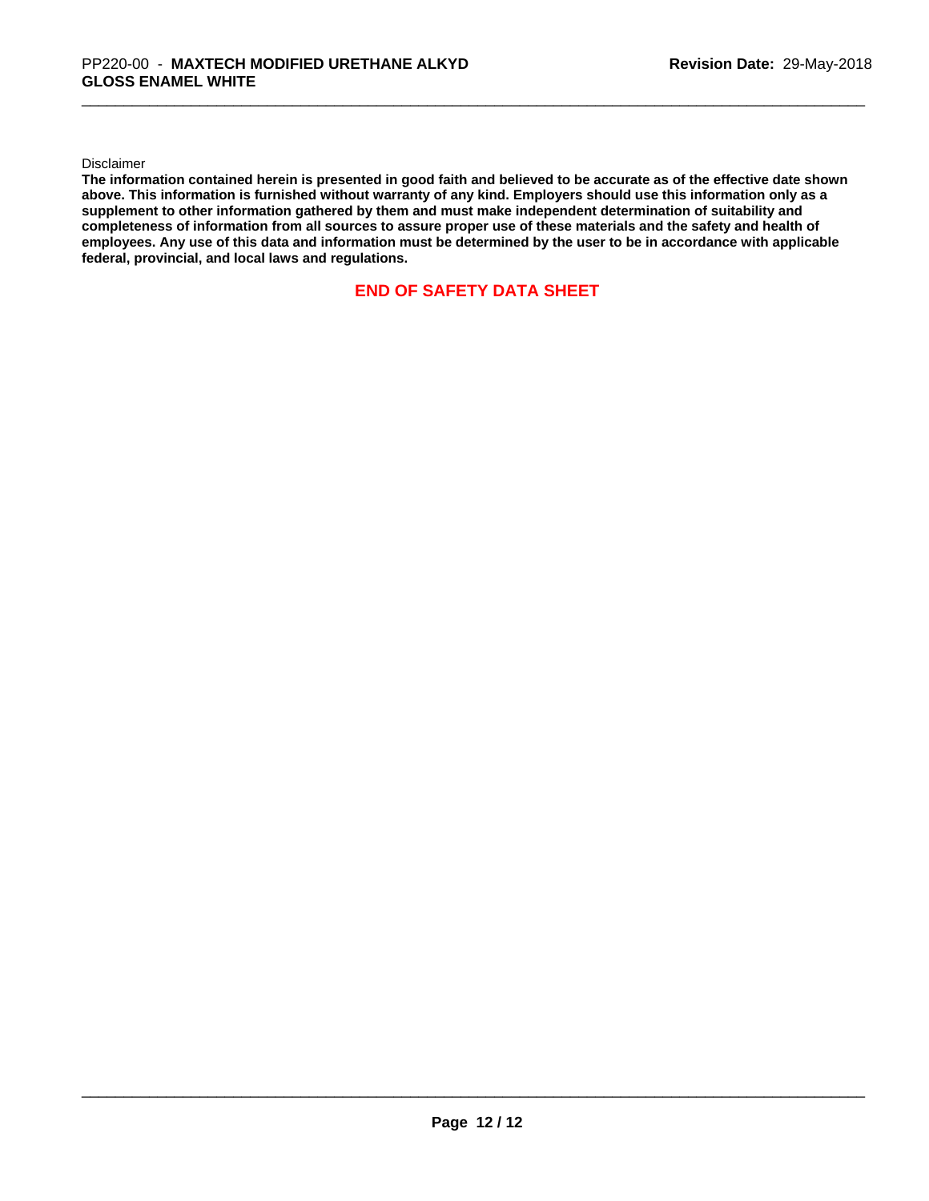Disclaimer

**The information contained herein is presented in good faith and believed to be accurate as of the effective date shown above. This information is furnished without warranty of any kind. Employers should use this information only as a supplement to other information gathered by them and must make independent determination of suitability and completeness of information from all sources to assure proper use of these materials and the safety and health of employees. Any use of this data and information must be determined by the user to be in accordance with applicable federal, provincial, and local laws and regulations.**

**END OF SAFETY DATA SHEET**